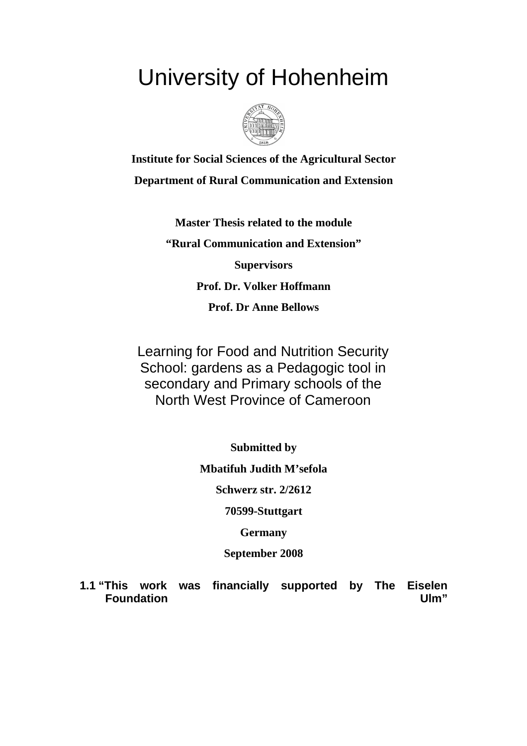# University of Hohenheim

**Institute for Social Sciences of the Agricultural Sector**

**Department of Rural Communication and Extension**

**Master Thesis related to the module**

**"Rural Communication and Extension"**

**Supervisors**

**Prof. Dr. Volker Hoffmann**

**Prof. Dr Anne Bellows**

## Learning for Food and Nutrition Security School: gardens as a Pedagogic tool in secondary and Primary schools of the North West Province of Cameroon

**Submitted by**

**Mbatifuh Judith M'sefola**

**Schwerz str. 2/2612**

**70599-Stuttgart**

**Germany**

**September 2008**

**1.1 "This work was financially supported by The Eiselen Foundation Ulm"**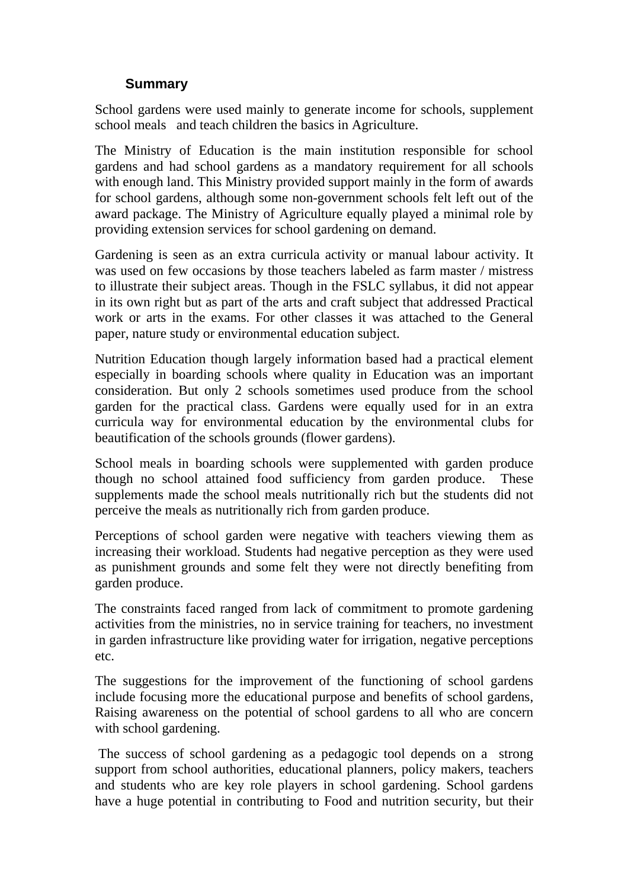## Summary

School gardens were used mainly to generate income for schools, supplement school meals and teach children the basics in Agriculture.

The Ministry of Education is the main institution responsible for school gardens and had school gardens as a mandatory requirement for all schools with enough land. This Ministry provided support mainly in the form of awards for school gardens, although some non-government schools felt left out of the award package. The Ministry of Agriculture equally played a minimal role by providing extension services for school gardening on demand.

Gardening is seen as an extra curricula activity or manual labour activity. It was used on few occasions by those teachers labeled as farm master / mistress to illustrate their subject areas. Though in the FSLC syllabus, it did not appear in its own right but as part of the arts and craft subject that addressed Practical work or arts in the exams. For other classes it was attached to the General paper, nature study or environmental education subject.

Nutrition Education though largely information based had a practical element especially in boarding schools where quality in Education was an important consideration. But only 2 schools sometimes used produce from the school garden for the practical class. Gardens were equally used for in an extra curricula way for environmental education by the environmental clubs for beautification of the schools grounds (flower gardens).

School meals in boarding schools were supplemented with garden produce though no school attained food sufficiency from garden produce. These supplements made the school meals nutritionally rich but the students did not perceive the meals as nutritionally rich from garden produce.

Perceptions of school garden were negative with teachers viewing them as increasing their workload. Students had negative perception as they were used as punishment grounds and some felt they were not directly benefiting from garden produce.

The constraints faced ranged from lack of commitment to promote gardening activities from the ministries, no in service training for teachers, no investment in garden infrastructure like providing water for irrigation, negative perceptions etc.

The suggestions for the improvement of the functioning of school gardens include focusing more the educational purpose and benefits of school gardens, Raising awareness on the potential of school gardens to all who are concern with school gardening.

The success of school gardening as a pedagogic tool depends on a strong support from school authorities, educational planners, policy makers, teachers and students who are key role players in school gardening. School gardens have a huge potential in contributing to Food and nutrition security, but their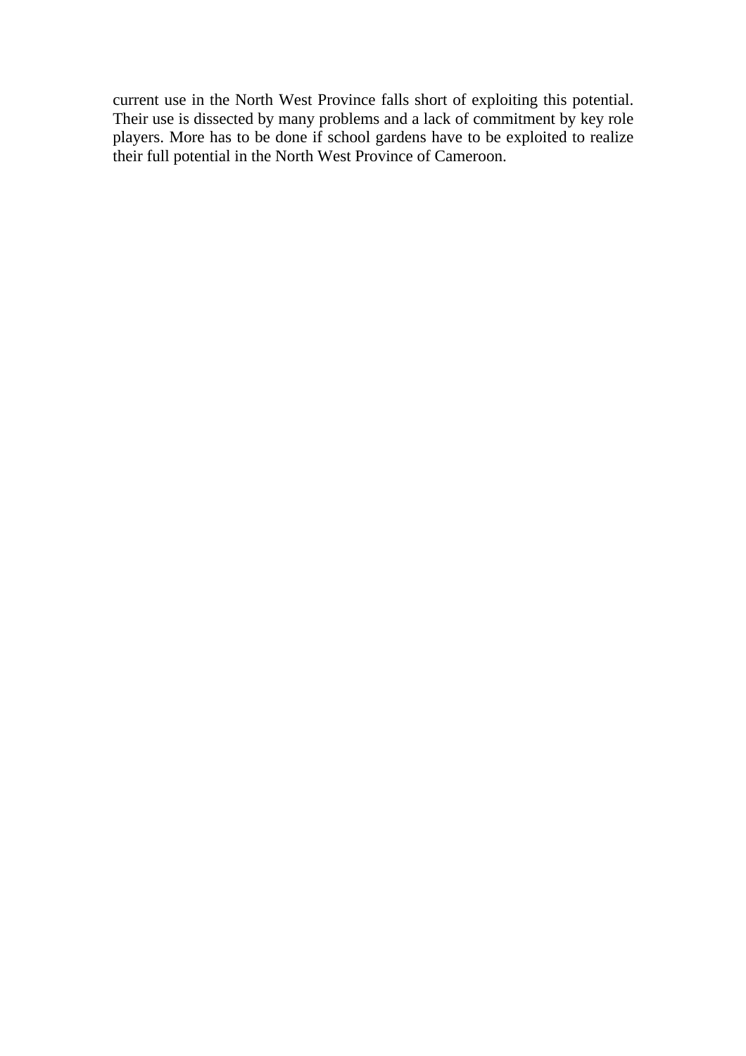current use in the North West Province falls short of exploiting this potential. Their use is dissected by many problems and a lack of commitment by key role players. More has to be done if school gardens have to be exploited to realize their full potential in the North West Province of Cameroon.